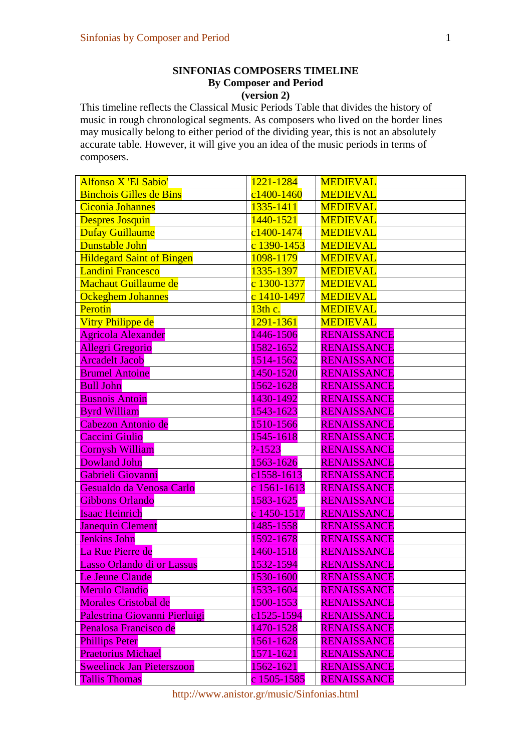**SINFONIAS COMPOSERS TIMELINE**
**By Composer and Period**
**(version 2)**

This timeline reflects the Classical Music Periods Table that divides the history of music in rough chronological segments. As composers who lived on the border lines may musically belong to either period of the dividing year, this is not an absolutely accurate table. However, it will give you an idea of the music periods in terms of composers.

| | | |
|---|---|---|
| Alfonso X 'El Sabio' | 1221-1284 | MEDIEVAL |
| Binchois Gilles de Bins | c1400-1460 | MEDIEVAL |
| Ciconia Johannes | 1335-1411 | MEDIEVAL |
| Despres Josquin | 1440-1521 | MEDIEVAL |
| Dufay Guillaume | c1400-1474 | MEDIEVAL |
| Dunstable John | c 1390-1453 | MEDIEVAL |
| Hildegard Saint of Bingen | 1098-1179 | MEDIEVAL |
| Landini Francesco | 1335-1397 | MEDIEVAL |
| Machaut Guillaume de | c 1300-1377 | MEDIEVAL |
| Ockeghem Johannes | c 1410-1497 | MEDIEVAL |
| Perotin | 13th c. | MEDIEVAL |
| Vitry Philippe de | 1291-1361 | MEDIEVAL |
| Agricola Alexander | 1446-1506 | RENAISSANCE |
| Allegri Gregorio | 1582-1652 | RENAISSANCE |
| Arcadelt Jacob | 1514-1562 | RENAISSANCE |
| Brumel Antoine | 1450-1520 | RENAISSANCE |
| Bull John | 1562-1628 | RENAISSANCE |
| Busnois Antoin | 1430-1492 | RENAISSANCE |
| Byrd William | 1543-1623 | RENAISSANCE |
| Cabezon Antonio de | 1510-1566 | RENAISSANCE |
| Caccini Giulio | 1545-1618 | RENAISSANCE |
| Cornysh William | ?-1523 | RENAISSANCE |
| Dowland John | 1563-1626 | RENAISSANCE |
| Gabrieli Giovanni | c1558-1613 | RENAISSANCE |
| Gesualdo da Venosa Carlo | c 1561-1613 | RENAISSANCE |
| Gibbons Orlando | 1583-1625 | RENAISSANCE |
| Isaac Heinrich | c 1450-1517 | RENAISSANCE |
| Janequin Clement | 1485-1558 | RENAISSANCE |
| Jenkins John | 1592-1678 | RENAISSANCE |
| La Rue Pierre de | 1460-1518 | RENAISSANCE |
| Lasso Orlando di or Lassus | 1532-1594 | RENAISSANCE |
| Le Jeune Claude | 1530-1600 | RENAISSANCE |
| Merulo Claudio | 1533-1604 | RENAISSANCE |
| Morales Cristobal de | 1500-1553 | RENAISSANCE |
| Palestrina Giovanni Pierluigi | c1525-1594 | RENAISSANCE |
| Penalosa Francisco de | 1470-1528 | RENAISSANCE |
| Phillips Peter | 1561-1628 | RENAISSANCE |
| Praetorius Michael | 1571-1621 | RENAISSANCE |
| Sweelinck Jan Pieterszoon | 1562-1621 | RENAISSANCE |
| Tallis Thomas | c 1505-1585 | RENAISSANCE |

http://www.anistor.gr/music/Sinfonias.html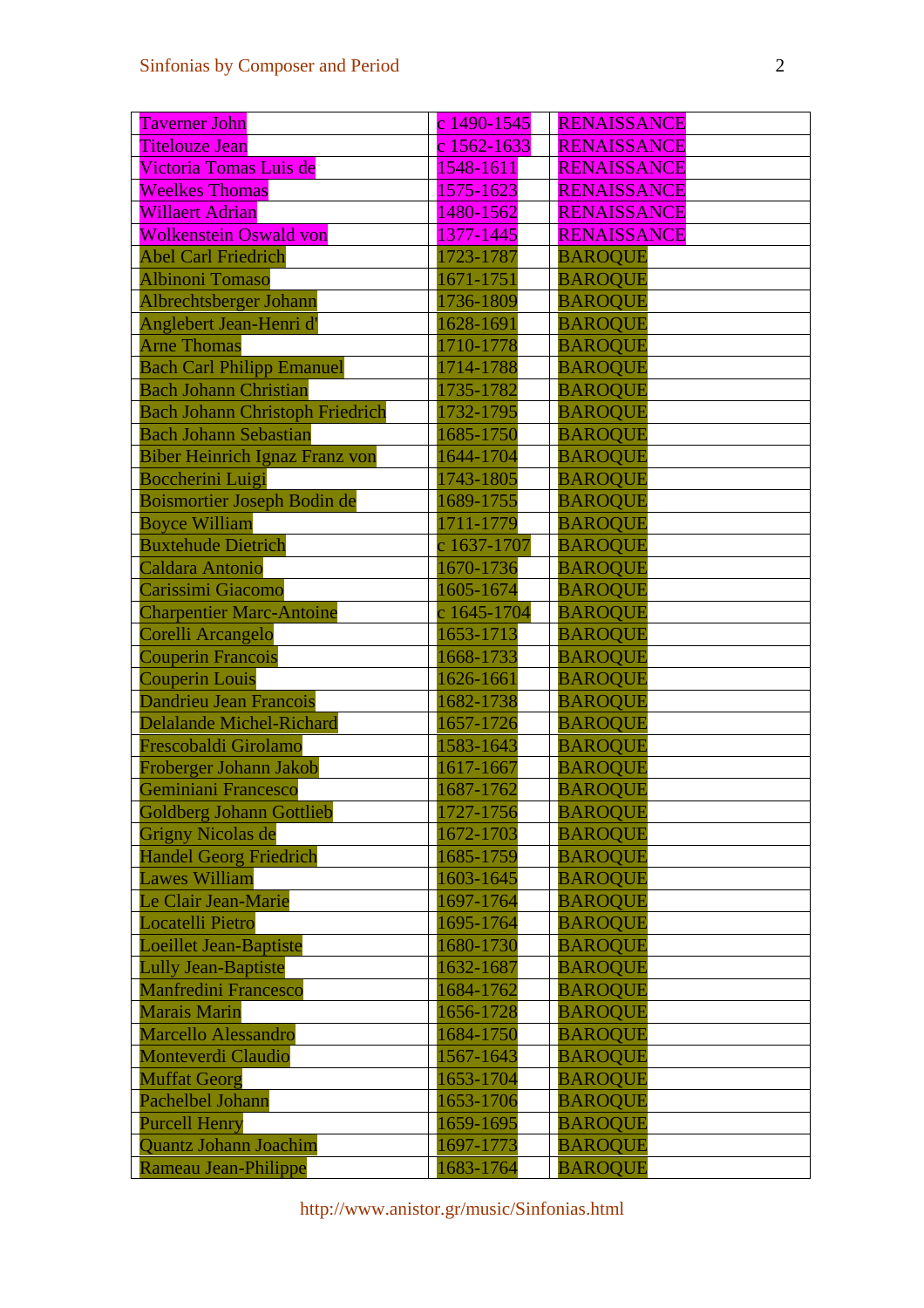| | | |
|---|---|---|
| Taverner John | c 1490-1545 | RENAISSANCE |
| Titelouze Jean | c 1562-1633 | RENAISSANCE |
| Victoria Tomas Luis de | 1548-1611 | RENAISSANCE |
| Weelkes Thomas | 1575-1623 | RENAISSANCE |
| Willaert Adrian | 1480-1562 | RENAISSANCE |
| Wolkenstein Oswald von | 1377-1445 | RENAISSANCE |
| Abel Carl Friedrich | 1723-1787 | BAROQUE |
| Albinoni Tomaso | 1671-1751 | BAROQUE |
| Albrechtsberger Johann | 1736-1809 | BAROQUE |
| Anglebert Jean-Henri d' | 1628-1691 | BAROQUE |
| Arne Thomas | 1710-1778 | BAROQUE |
| Bach Carl Philipp Emanuel | 1714-1788 | BAROQUE |
| Bach Johann Christian | 1735-1782 | BAROQUE |
| Bach Johann Christoph Friedrich | 1732-1795 | BAROQUE |
| Bach Johann Sebastian | 1685-1750 | BAROQUE |
| Biber Heinrich Ignaz Franz von | 1644-1704 | BAROQUE |
| Boccherini Luigi | 1743-1805 | BAROQUE |
| Boismortier Joseph Bodin de | 1689-1755 | BAROQUE |
| Boyce William | 1711-1779 | BAROQUE |
| Buxtehude Dietrich | c 1637-1707 | BAROQUE |
| Caldara Antonio | 1670-1736 | BAROQUE |
| Carissimi Giacomo | 1605-1674 | BAROQUE |
| Charpentier Marc-Antoine | c 1645-1704 | BAROQUE |
| Corelli Arcangelo | 1653-1713 | BAROQUE |
| Couperin Francois | 1668-1733 | BAROQUE |
| Couperin Louis | 1626-1661 | BAROQUE |
| Dandrieu Jean Francois | 1682-1738 | BAROQUE |
| Delalande Michel-Richard | 1657-1726 | BAROQUE |
| Frescobaldi Girolamo | 1583-1643 | BAROQUE |
| Froberger Johann Jakob | 1617-1667 | BAROQUE |
| Geminiani Francesco | 1687-1762 | BAROQUE |
| Goldberg Johann Gottlieb | 1727-1756 | BAROQUE |
| Grigny Nicolas de | 1672-1703 | BAROQUE |
| Handel Georg Friedrich | 1685-1759 | BAROQUE |
| Lawes William | 1603-1645 | BAROQUE |
| Le Clair Jean-Marie | 1697-1764 | BAROQUE |
| Locatelli Pietro | 1695-1764 | BAROQUE |
| Loeillet Jean-Baptiste | 1680-1730 | BAROQUE |
| Lully Jean-Baptiste | 1632-1687 | BAROQUE |
| Manfredini Francesco | 1684-1762 | BAROQUE |
| Marais Marin | 1656-1728 | BAROQUE |
| Marcello Alessandro | 1684-1750 | BAROQUE |
| Monteverdi Claudio | 1567-1643 | BAROQUE |
| Muffat Georg | 1653-1704 | BAROQUE |
| Pachelbel Johann | 1653-1706 | BAROQUE |
| Purcell Henry | 1659-1695 | BAROQUE |
| Quantz Johann Joachim | 1697-1773 | BAROQUE |
| Rameau Jean-Philippe | 1683-1764 | BAROQUE |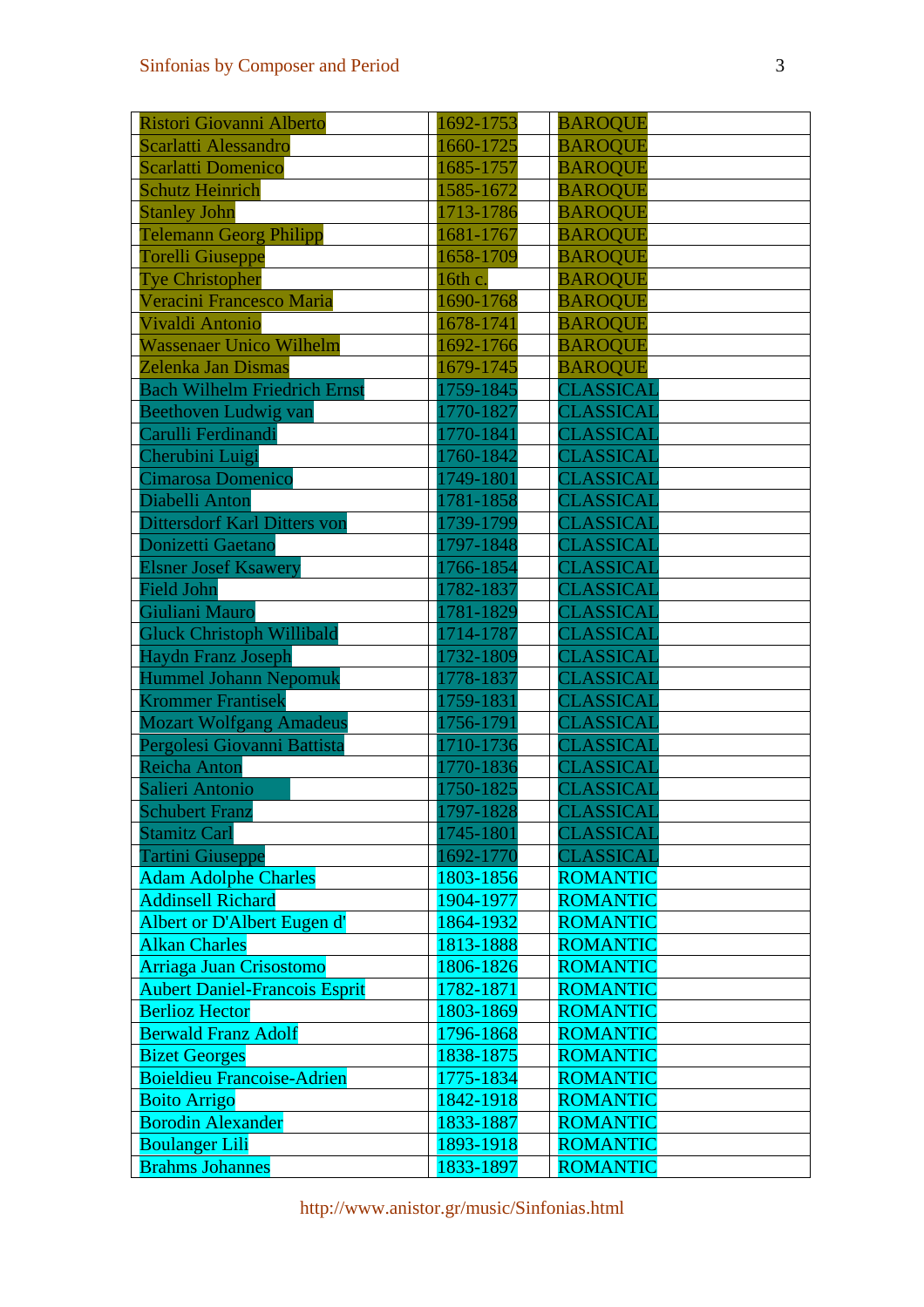| | | |
|---|---|---|
| Ristori Giovanni Alberto | 1692-1753 | BAROQUE |
| Scarlatti Alessandro | 1660-1725 | BAROQUE |
| Scarlatti Domenico | 1685-1757 | BAROQUE |
| Schutz Heinrich | 1585-1672 | BAROQUE |
| Stanley John | 1713-1786 | BAROQUE |
| Telemann Georg Philipp | 1681-1767 | BAROQUE |
| Torelli Giuseppe | 1658-1709 | BAROQUE |
| Tye Christopher | 16th c. | BAROQUE |
| Veracini Francesco Maria | 1690-1768 | BAROQUE |
| Vivaldi Antonio | 1678-1741 | BAROQUE |
| Wassenaer Unico Wilhelm | 1692-1766 | BAROQUE |
| Zelenka Jan Dismas | 1679-1745 | BAROQUE |
| Bach Wilhelm Friedrich Ernst | 1759-1845 | CLASSICAL |
| Beethoven Ludwig van | 1770-1827 | CLASSICAL |
| Carulli Ferdinandi | 1770-1841 | CLASSICAL |
| Cherubini Luigi | 1760-1842 | CLASSICAL |
| Cimarosa Domenico | 1749-1801 | CLASSICAL |
| Diabelli Anton | 1781-1858 | CLASSICAL |
| Dittersdorf Karl Ditters von | 1739-1799 | CLASSICAL |
| Donizetti Gaetano | 1797-1848 | CLASSICAL |
| Elsner Josef Ksawery | 1766-1854 | CLASSICAL |
| Field John | 1782-1837 | CLASSICAL |
| Giuliani Mauro | 1781-1829 | CLASSICAL |
| Gluck Christoph Willibald | 1714-1787 | CLASSICAL |
| Haydn Franz Joseph | 1732-1809 | CLASSICAL |
| Hummel Johann Nepomuk | 1778-1837 | CLASSICAL |
| Krommer Frantisek | 1759-1831 | CLASSICAL |
| Mozart Wolfgang Amadeus | 1756-1791 | CLASSICAL |
| Pergolesi Giovanni Battista | 1710-1736 | CLASSICAL |
| Reicha Anton | 1770-1836 | CLASSICAL |
| Salieri Antonio | 1750-1825 | CLASSICAL |
| Schubert Franz | 1797-1828 | CLASSICAL |
| Stamitz Carl | 1745-1801 | CLASSICAL |
| Tartini Giuseppe | 1692-1770 | CLASSICAL |
| Adam Adolphe Charles | 1803-1856 | ROMANTIC |
| Addinsell Richard | 1904-1977 | ROMANTIC |
| Albert or D'Albert Eugen d' | 1864-1932 | ROMANTIC |
| Alkan Charles | 1813-1888 | ROMANTIC |
| Arriaga Juan Crisostomo | 1806-1826 | ROMANTIC |
| Aubert Daniel-Francois Esprit | 1782-1871 | ROMANTIC |
| Berlioz Hector | 1803-1869 | ROMANTIC |
| Berwald Franz Adolf | 1796-1868 | ROMANTIC |
| Bizet Georges | 1838-1875 | ROMANTIC |
| Boieldieu Francoise-Adrien | 1775-1834 | ROMANTIC |
| Boito Arrigo | 1842-1918 | ROMANTIC |
| Borodin Alexander | 1833-1887 | ROMANTIC |
| Boulanger Lili | 1893-1918 | ROMANTIC |
| Brahms Johannes | 1833-1897 | ROMANTIC |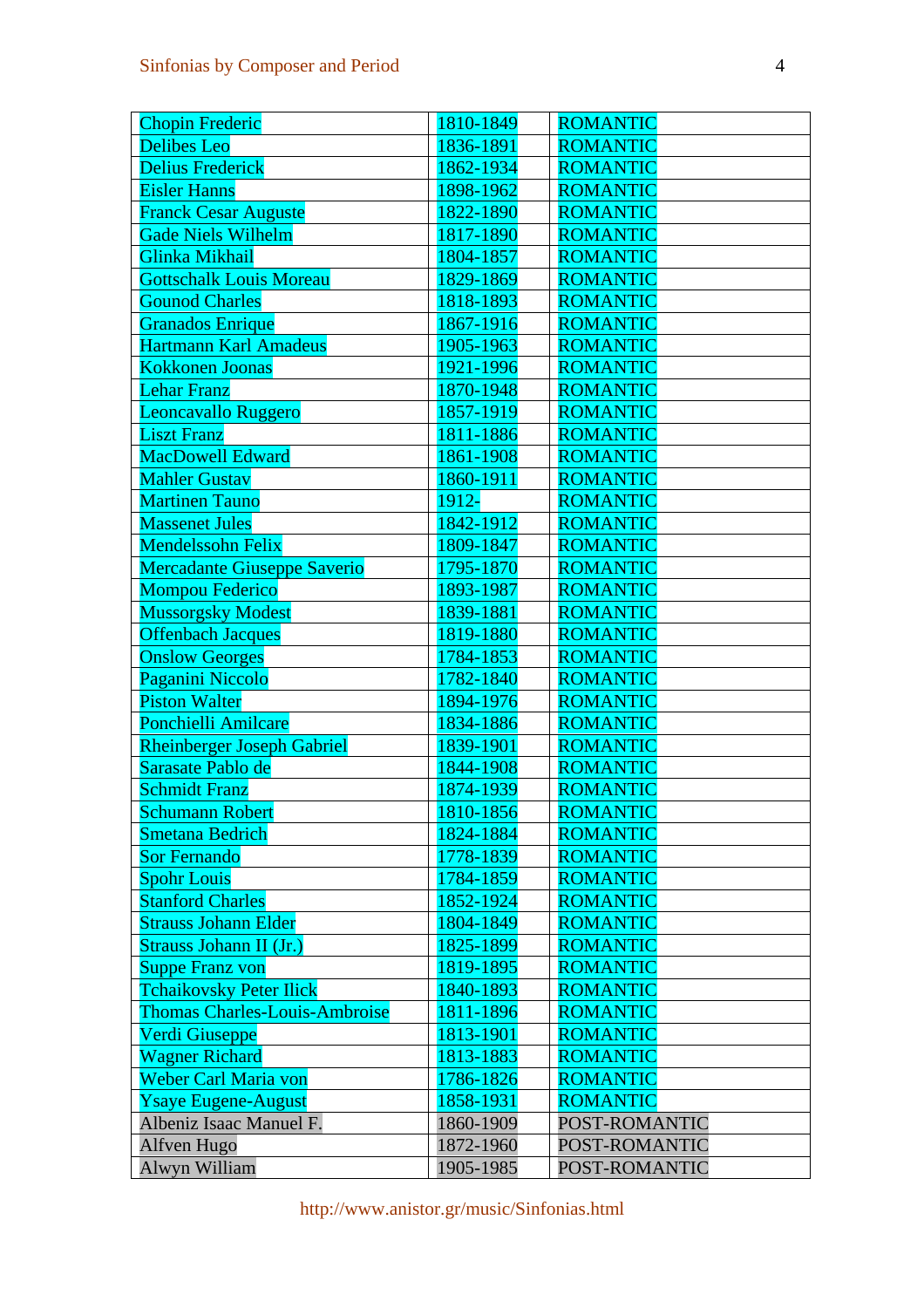| Chopin Frederic | 1810-1849 | ROMANTIC |
|---|---|---|
| Delibes Leo | 1836-1891 | ROMANTIC |
| Delius Frederick | 1862-1934 | ROMANTIC |
| Eisler Hanns | 1898-1962 | ROMANTIC |
| Franck Cesar Auguste | 1822-1890 | ROMANTIC |
| Gade Niels Wilhelm | 1817-1890 | ROMANTIC |
| Glinka Mikhail | 1804-1857 | ROMANTIC |
| Gottschalk Louis Moreau | 1829-1869 | ROMANTIC |
| Gounod Charles | 1818-1893 | ROMANTIC |
| Granados Enrique | 1867-1916 | ROMANTIC |
| Hartmann Karl Amadeus | 1905-1963 | ROMANTIC |
| Kokkonen Joonas | 1921-1996 | ROMANTIC |
| Lehar Franz | 1870-1948 | ROMANTIC |
| Leoncavallo Ruggero | 1857-1919 | ROMANTIC |
| Liszt Franz | 1811-1886 | ROMANTIC |
| MacDowell Edward | 1861-1908 | ROMANTIC |
| Mahler Gustav | 1860-1911 | ROMANTIC |
| Martinen Tauno | 1912- | ROMANTIC |
| Massenet Jules | 1842-1912 | ROMANTIC |
| Mendelssohn Felix | 1809-1847 | ROMANTIC |
| Mercadante Giuseppe Saverio | 1795-1870 | ROMANTIC |
| Mompou Federico | 1893-1987 | ROMANTIC |
| Mussorgsky Modest | 1839-1881 | ROMANTIC |
| Offenbach Jacques | 1819-1880 | ROMANTIC |
| Onslow Georges | 1784-1853 | ROMANTIC |
| Paganini Niccolo | 1782-1840 | ROMANTIC |
| Piston Walter | 1894-1976 | ROMANTIC |
| Ponchielli Amilcare | 1834-1886 | ROMANTIC |
| Rheinberger Joseph Gabriel | 1839-1901 | ROMANTIC |
| Sarasate Pablo de | 1844-1908 | ROMANTIC |
| Schmidt Franz | 1874-1939 | ROMANTIC |
| Schumann Robert | 1810-1856 | ROMANTIC |
| Smetana Bedrich | 1824-1884 | ROMANTIC |
| Sor Fernando | 1778-1839 | ROMANTIC |
| Spohr Louis | 1784-1859 | ROMANTIC |
| Stanford Charles | 1852-1924 | ROMANTIC |
| Strauss Johann Elder | 1804-1849 | ROMANTIC |
| Strauss Johann II (Jr.) | 1825-1899 | ROMANTIC |
| Suppe Franz von | 1819-1895 | ROMANTIC |
| Tchaikovsky Peter Ilick | 1840-1893 | ROMANTIC |
| Thomas Charles-Louis-Ambroise | 1811-1896 | ROMANTIC |
| Verdi Giuseppe | 1813-1901 | ROMANTIC |
| Wagner Richard | 1813-1883 | ROMANTIC |
| Weber Carl Maria von | 1786-1826 | ROMANTIC |
| Ysaye Eugene-August | 1858-1931 | ROMANTIC |
| Albeniz Isaac Manuel F. | 1860-1909 | POST-ROMANTIC |
| Alfven Hugo | 1872-1960 | POST-ROMANTIC |
| Alwyn William | 1905-1985 | POST-ROMANTIC |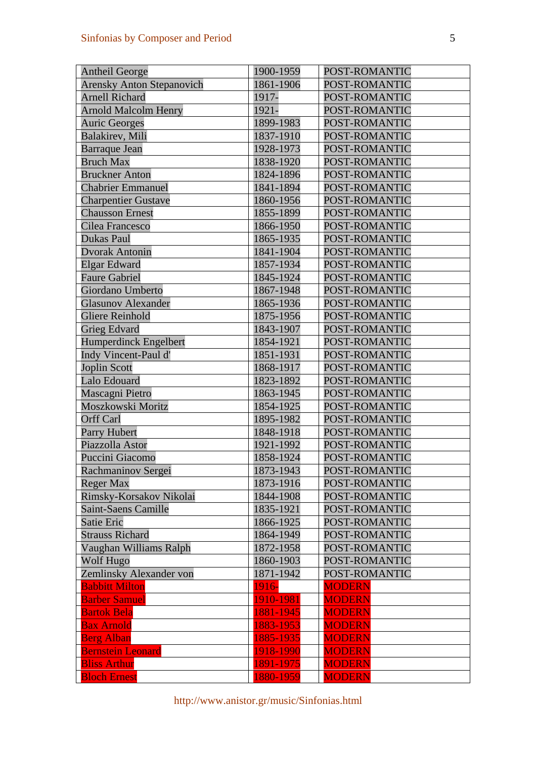| Antheil George | 1900-1959 | POST-ROMANTIC |
|---|---|---|
| Arensky Anton Stepanovich | 1861-1906 | POST-ROMANTIC |
| Arnell Richard | 1917- | POST-ROMANTIC |
| Arnold Malcolm Henry | 1921- | POST-ROMANTIC |
| Auric Georges | 1899-1983 | POST-ROMANTIC |
| Balakirev, Mili | 1837-1910 | POST-ROMANTIC |
| Barraque Jean | 1928-1973 | POST-ROMANTIC |
| Bruch Max | 1838-1920 | POST-ROMANTIC |
| Bruckner Anton | 1824-1896 | POST-ROMANTIC |
| Chabrier Emmanuel | 1841-1894 | POST-ROMANTIC |
| Charpentier Gustave | 1860-1956 | POST-ROMANTIC |
| Chausson Ernest | 1855-1899 | POST-ROMANTIC |
| Cilea Francesco | 1866-1950 | POST-ROMANTIC |
| Dukas Paul | 1865-1935 | POST-ROMANTIC |
| Dvorak Antonin | 1841-1904 | POST-ROMANTIC |
| Elgar Edward | 1857-1934 | POST-ROMANTIC |
| Faure Gabriel | 1845-1924 | POST-ROMANTIC |
| Giordano Umberto | 1867-1948 | POST-ROMANTIC |
| Glasunov Alexander | 1865-1936 | POST-ROMANTIC |
| Gliere Reinhold | 1875-1956 | POST-ROMANTIC |
| Grieg Edvard | 1843-1907 | POST-ROMANTIC |
| Humperdinck Engelbert | 1854-1921 | POST-ROMANTIC |
| Indy Vincent-Paul d' | 1851-1931 | POST-ROMANTIC |
| Joplin Scott | 1868-1917 | POST-ROMANTIC |
| Lalo Edouard | 1823-1892 | POST-ROMANTIC |
| Mascagni Pietro | 1863-1945 | POST-ROMANTIC |
| Moszkowski Moritz | 1854-1925 | POST-ROMANTIC |
| Orff Carl | 1895-1982 | POST-ROMANTIC |
| Parry Hubert | 1848-1918 | POST-ROMANTIC |
| Piazzolla Astor | 1921-1992 | POST-ROMANTIC |
| Puccini Giacomo | 1858-1924 | POST-ROMANTIC |
| Rachmaninov Sergei | 1873-1943 | POST-ROMANTIC |
| Reger Max | 1873-1916 | POST-ROMANTIC |
| Rimsky-Korsakov Nikolai | 1844-1908 | POST-ROMANTIC |
| Saint-Saens Camille | 1835-1921 | POST-ROMANTIC |
| Satie Eric | 1866-1925 | POST-ROMANTIC |
| Strauss Richard | 1864-1949 | POST-ROMANTIC |
| Vaughan Williams Ralph | 1872-1958 | POST-ROMANTIC |
| Wolf Hugo | 1860-1903 | POST-ROMANTIC |
| Zemlinsky Alexander von | 1871-1942 | POST-ROMANTIC |
| Babbitt Milton | 1916- | MODERN |
| Barber Samuel | 1910-1981 | MODERN |
| Bartok Bela | 1881-1945 | MODERN |
| Bax Arnold | 1883-1953 | MODERN |
| Berg Alban | 1885-1935 | MODERN |
| Bernstein Leonard | 1918-1990 | MODERN |
| Bliss Arthur | 1891-1975 | MODERN |
| Bloch Ernest | 1880-1959 | MODERN |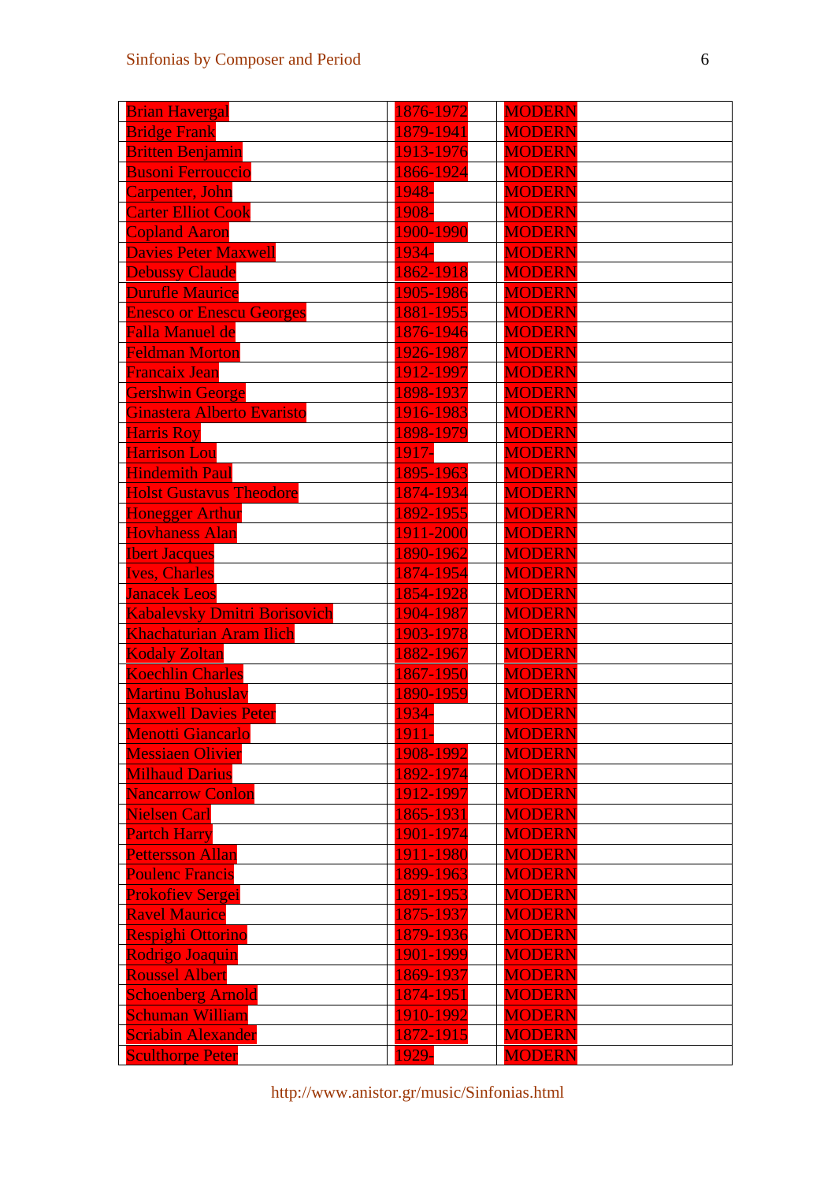| | | | |
|---|---|---|---|
| Brian Havergal | 1876-1972 | MODERN | |
| Bridge Frank | 1879-1941 | MODERN | |
| Britten Benjamin | 1913-1976 | MODERN | |
| Busoni Ferrouccio | 1866-1924 | MODERN | |
| Carpenter, John | 1948- | MODERN | |
| Carter Elliot Cook | 1908- | MODERN | |
| Copland Aaron | 1900-1990 | MODERN | |
| Davies Peter Maxwell | 1934- | MODERN | |
| Debussy Claude | 1862-1918 | MODERN | |
| Durufle Maurice | 1905-1986 | MODERN | |
| Enesco or Enescu Georges | 1881-1955 | MODERN | |
| Falla Manuel de | 1876-1946 | MODERN | |
| Feldman Morton | 1926-1987 | MODERN | |
| Francaix Jean | 1912-1997 | MODERN | |
| Gershwin George | 1898-1937 | MODERN | |
| Ginastera Alberto Evaristo | 1916-1983 | MODERN | |
| Harris Roy | 1898-1979 | MODERN | |
| Harrison Lou | 1917- | MODERN | |
| Hindemith Paul | 1895-1963 | MODERN | |
| Holst Gustavus Theodore | 1874-1934 | MODERN | |
| Honegger Arthur | 1892-1955 | MODERN | |
| Hovhaness Alan | 1911-2000 | MODERN | |
| Ibert Jacques | 1890-1962 | MODERN | |
| Ives, Charles | 1874-1954 | MODERN | |
| Janacek Leos | 1854-1928 | MODERN | |
| Kabalevsky Dmitri Borisovich | 1904-1987 | MODERN | |
| Khachaturian Aram Ilich | 1903-1978 | MODERN | |
| Kodaly Zoltan | 1882-1967 | MODERN | |
| Koechlin Charles | 1867-1950 | MODERN | |
| Martinu Bohuslav | 1890-1959 | MODERN | |
| Maxwell Davies Peter | 1934- | MODERN | |
| Menotti Giancarlo | 1911- | MODERN | |
| Messiaen Olivier | 1908-1992 | MODERN | |
| Milhaud Darius | 1892-1974 | MODERN | |
| Nancarrow Conlon | 1912-1997 | MODERN | |
| Nielsen Carl | 1865-1931 | MODERN | |
| Partch Harry | 1901-1974 | MODERN | |
| Pettersson Allan | 1911-1980 | MODERN | |
| Poulenc Francis | 1899-1963 | MODERN | |
| Prokofiev Sergei | 1891-1953 | MODERN | |
| Ravel Maurice | 1875-1937 | MODERN | |
| Respighi Ottorino | 1879-1936 | MODERN | |
| Rodrigo Joaquin | 1901-1999 | MODERN | |
| Roussel Albert | 1869-1937 | MODERN | |
| Schoenberg Arnold | 1874-1951 | MODERN | |
| Schuman William | 1910-1992 | MODERN | |
| Scriabin Alexander | 1872-1915 | MODERN | |
| Sculthorpe Peter | 1929- | MODERN | |

http://www.anistor.gr/music/Sinfonias.html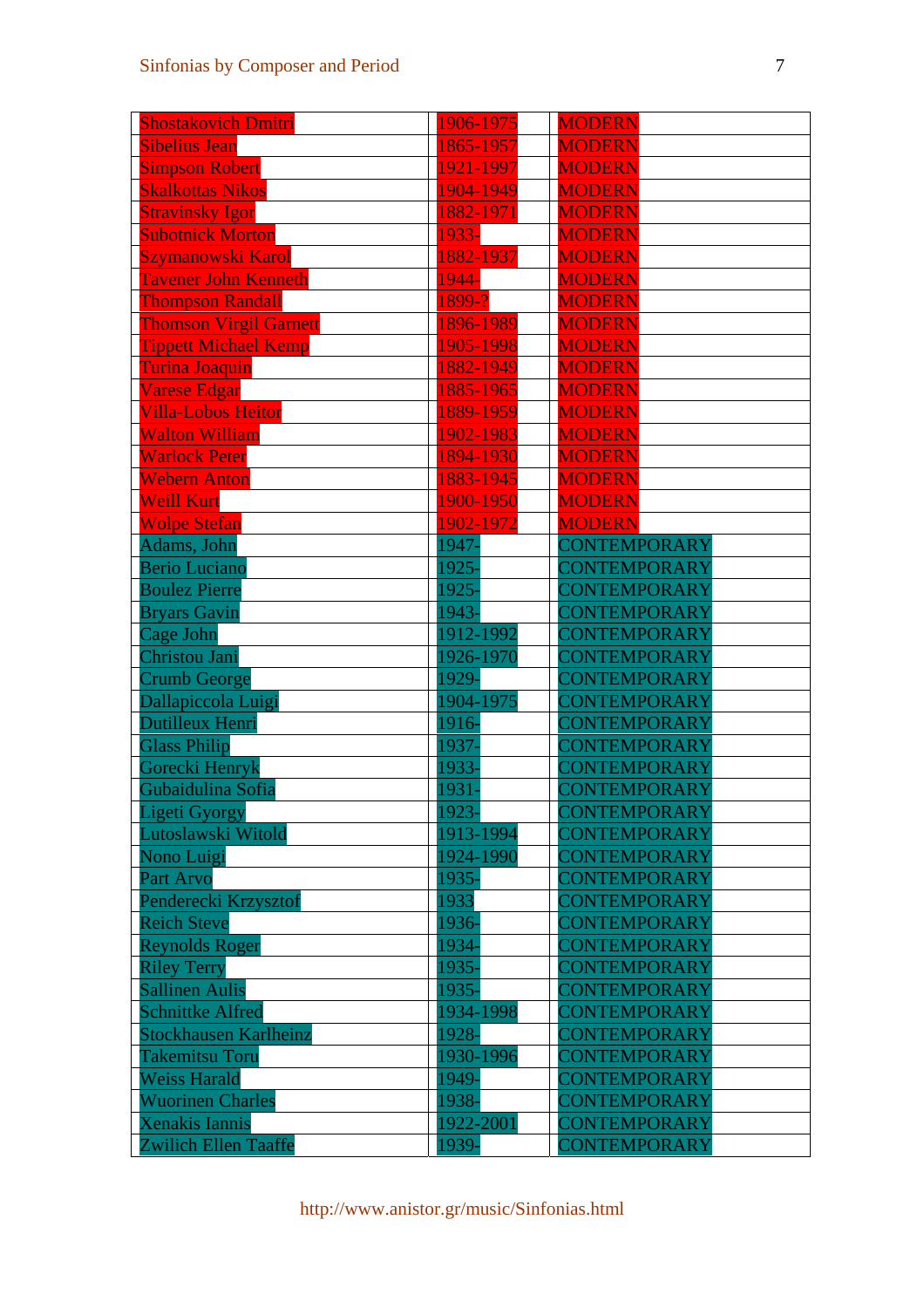| | | |
|---|---|---|
| Shostakovich Dmitri | 1906-1975 | MODERN |
| Sibelius Jean | 1865-1957 | MODERN |
| Simpson Robert | 1921-1997 | MODERN |
| Skalkottas Nikos | 1904-1949 | MODERN |
| Stravinsky Igor | 1882-1971 | MODERN |
| Subotnick Morton | 1933- | MODERN |
| Szymanowski Karol | 1882-1937 | MODERN |
| Tavener John Kenneth | 1944- | MODERN |
| Thompson Randall | 1899-? | MODERN |
| Thomson Virgil Garnett | 1896-1989 | MODERN |
| Tippett Michael Kemp | 1905-1998 | MODERN |
| Turina Joaquin | 1882-1949 | MODERN |
| Varese Edgar | 1885-1965 | MODERN |
| Villa-Lobos Heitor | 1889-1959 | MODERN |
| Walton William | 1902-1983 | MODERN |
| Warlock Peter | 1894-1930 | MODERN |
| Webern Anton | 1883-1945 | MODERN |
| Weill Kurt | 1900-1950 | MODERN |
| Wolpe Stefan | 1902-1972 | MODERN |
| Adams, John | 1947- | CONTEMPORARY |
| Berio Luciano | 1925- | CONTEMPORARY |
| Boulez Pierre | 1925- | CONTEMPORARY |
| Bryars Gavin | 1943- | CONTEMPORARY |
| Cage John | 1912-1992 | CONTEMPORARY |
| Christou Jani | 1926-1970 | CONTEMPORARY |
| Crumb George | 1929- | CONTEMPORARY |
| Dallapiccola Luigi | 1904-1975 | CONTEMPORARY |
| Dutilleux Henri | 1916- | CONTEMPORARY |
| Glass Philip | 1937- | CONTEMPORARY |
| Gorecki Henryk | 1933- | CONTEMPORARY |
| Gubaidulina Sofia | 1931- | CONTEMPORARY |
| Ligeti Gyorgy | 1923- | CONTEMPORARY |
| Lutoslawski Witold | 1913-1994 | CONTEMPORARY |
| Nono Luigi | 1924-1990 | CONTEMPORARY |
| Part Arvo | 1935- | CONTEMPORARY |
| Penderecki Krzysztof | 1933 | CONTEMPORARY |
| Reich Steve | 1936- | CONTEMPORARY |
| Reynolds Roger | 1934- | CONTEMPORARY |
| Riley Terry | 1935- | CONTEMPORARY |
| Sallinen Aulis | 1935- | CONTEMPORARY |
| Schnittke Alfred | 1934-1998 | CONTEMPORARY |
| Stockhausen Karlheinz | 1928- | CONTEMPORARY |
| Takemitsu Toru | 1930-1996 | CONTEMPORARY |
| Weiss Harald | 1949- | CONTEMPORARY |
| Wuorinen Charles | 1938- | CONTEMPORARY |
| Xenakis Iannis | 1922-2001 | CONTEMPORARY |
| Zwilich Ellen Taaffe | 1939- | CONTEMPORARY |